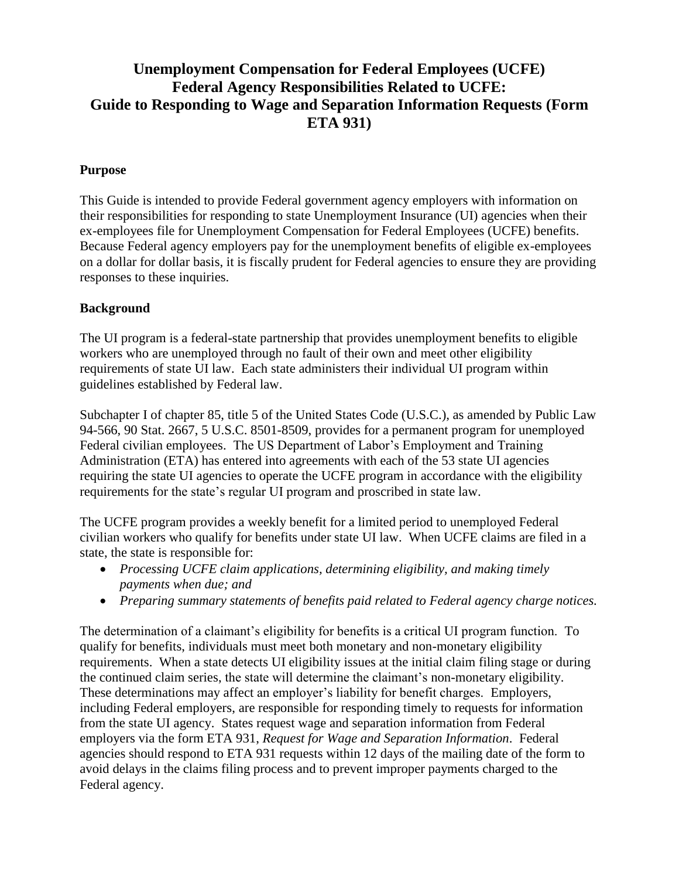# Unemployment Compensation for Federal Employees (UCFE)
# Federal Agency Responsibilities Related to UCFE:
# Guide to Responding to Wage and Separation Information Requests (Form ETA 931)

## Purpose

This Guide is intended to provide Federal government agency employers with information on their responsibilities for responding to state Unemployment Insurance (UI) agencies when their ex-employees file for Unemployment Compensation for Federal Employees (UCFE) benefits. Because Federal agency employers pay for the unemployment benefits of eligible ex-employees on a dollar for dollar basis, it is fiscally prudent for Federal agencies to ensure they are providing responses to these inquiries.

## Background

The UI program is a federal-state partnership that provides unemployment benefits to eligible workers who are unemployed through no fault of their own and meet other eligibility requirements of state UI law. Each state administers their individual UI program within guidelines established by Federal law.

Subchapter I of chapter 85, title 5 of the United States Code (U.S.C.), as amended by Public Law 94-566, 90 Stat. 2667, 5 U.S.C. 8501-8509, provides for a permanent program for unemployed Federal civilian employees. The US Department of Labor's Employment and Training Administration (ETA) has entered into agreements with each of the 53 state UI agencies requiring the state UI agencies to operate the UCFE program in accordance with the eligibility requirements for the state's regular UI program and proscribed in state law.

The UCFE program provides a weekly benefit for a limited period to unemployed Federal civilian workers who qualify for benefits under state UI law. When UCFE claims are filed in a state, the state is responsible for:

- *Processing UCFE claim applications, determining eligibility, and making timely payments when due; and*
- *Preparing summary statements of benefits paid related to Federal agency charge notices.*

The determination of a claimant's eligibility for benefits is a critical UI program function. To qualify for benefits, individuals must meet both monetary and non-monetary eligibility requirements. When a state detects UI eligibility issues at the initial claim filing stage or during the continued claim series, the state will determine the claimant's non-monetary eligibility. These determinations may affect an employer's liability for benefit charges. Employers, including Federal employers, are responsible for responding timely to requests for information from the state UI agency. States request wage and separation information from Federal employers via the form ETA 931, *Request for Wage and Separation Information*. Federal agencies should respond to ETA 931 requests within 12 days of the mailing date of the form to avoid delays in the claims filing process and to prevent improper payments charged to the Federal agency.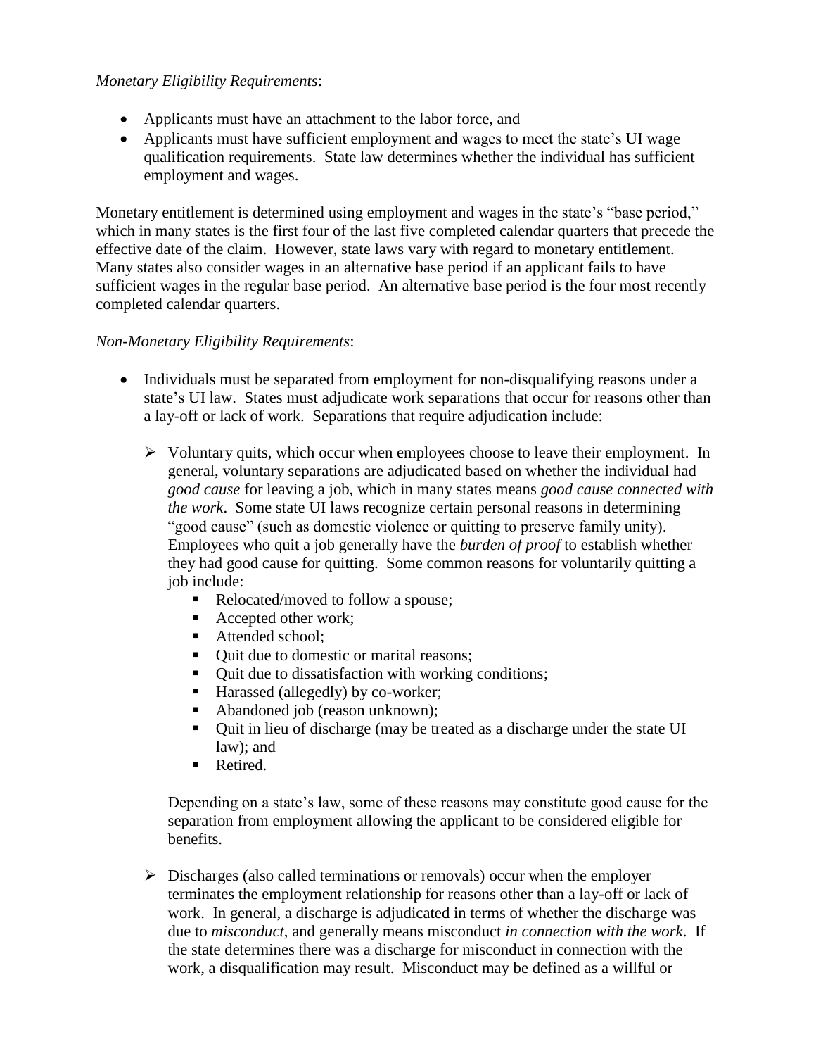*Monetary Eligibility Requirements*:

- Applicants must have an attachment to the labor force, and
- Applicants must have sufficient employment and wages to meet the state's UI wage qualification requirements. State law determines whether the individual has sufficient employment and wages.

Monetary entitlement is determined using employment and wages in the state's "base period," which in many states is the first four of the last five completed calendar quarters that precede the effective date of the claim. However, state laws vary with regard to monetary entitlement. Many states also consider wages in an alternative base period if an applicant fails to have sufficient wages in the regular base period. An alternative base period is the four most recently completed calendar quarters.

*Non-Monetary Eligibility Requirements*:

- Individuals must be separated from employment for non-disqualifying reasons under a state's UI law. States must adjudicate work separations that occur for reasons other than a lay-off or lack of work. Separations that require adjudication include:

  - Voluntary quits, which occur when employees choose to leave their employment. In general, voluntary separations are adjudicated based on whether the individual had *good cause* for leaving a job, which in many states means *good cause connected with the work*. Some state UI laws recognize certain personal reasons in determining "good cause" (such as domestic violence or quitting to preserve family unity). Employees who quit a job generally have the *burden of proof* to establish whether they had good cause for quitting. Some common reasons for voluntarily quitting a job include:
    - Relocated/moved to follow a spouse;
    - Accepted other work;
    - Attended school;
    - Quit due to domestic or marital reasons;
    - Quit due to dissatisfaction with working conditions;
    - Harassed (allegedly) by co-worker;
    - Abandoned job (reason unknown);
    - Quit in lieu of discharge (may be treated as a discharge under the state UI law); and
    - Retired.

    Depending on a state's law, some of these reasons may constitute good cause for the separation from employment allowing the applicant to be considered eligible for benefits.

  - Discharges (also called terminations or removals) occur when the employer terminates the employment relationship for reasons other than a lay-off or lack of work. In general, a discharge is adjudicated in terms of whether the discharge was due to *misconduct*, and generally means misconduct *in connection with the work*. If the state determines there was a discharge for misconduct in connection with the work, a disqualification may result. Misconduct may be defined as a willful or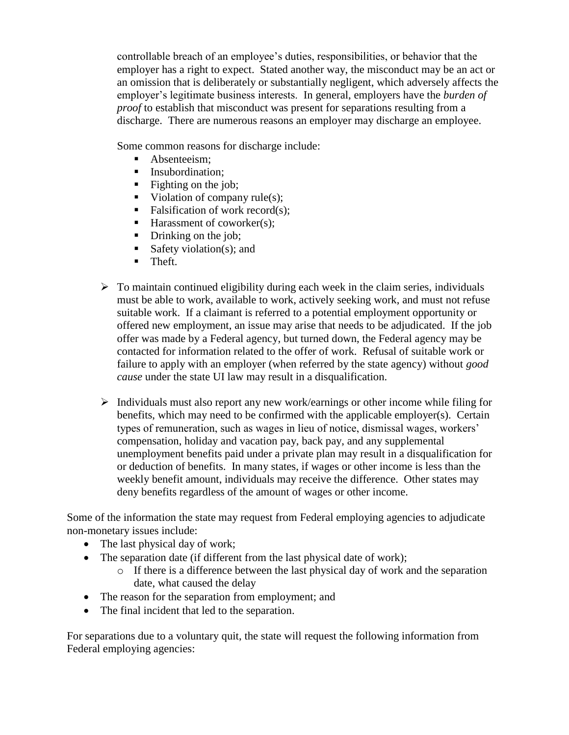controllable breach of an employee's duties, responsibilities, or behavior that the employer has a right to expect. Stated another way, the misconduct may be an act or an omission that is deliberately or substantially negligent, which adversely affects the employer's legitimate business interests. In general, employers have the *burden of proof* to establish that misconduct was present for separations resulting from a discharge. There are numerous reasons an employer may discharge an employee.

Some common reasons for discharge include:

- Absenteeism;
- Insubordination;
- Fighting on the job;
- Violation of company rule(s);
- Falsification of work record(s);
- Harassment of coworker(s);
- Drinking on the job;
- Safety violation(s); and
- Theft.

- To maintain continued eligibility during each week in the claim series, individuals must be able to work, available to work, actively seeking work, and must not refuse suitable work. If a claimant is referred to a potential employment opportunity or offered new employment, an issue may arise that needs to be adjudicated. If the job offer was made by a Federal agency, but turned down, the Federal agency may be contacted for information related to the offer of work. Refusal of suitable work or failure to apply with an employer (when referred by the state agency) without *good cause* under the state UI law may result in a disqualification.

- Individuals must also report any new work/earnings or other income while filing for benefits, which may need to be confirmed with the applicable employer(s). Certain types of remuneration, such as wages in lieu of notice, dismissal wages, workers' compensation, holiday and vacation pay, back pay, and any supplemental unemployment benefits paid under a private plan may result in a disqualification for or deduction of benefits. In many states, if wages or other income is less than the weekly benefit amount, individuals may receive the difference. Other states may deny benefits regardless of the amount of wages or other income.

Some of the information the state may request from Federal employing agencies to adjudicate non-monetary issues include:

- The last physical day of work;
- The separation date (if different from the last physical date of work);
  - If there is a difference between the last physical day of work and the separation date, what caused the delay
- The reason for the separation from employment; and
- The final incident that led to the separation.

For separations due to a voluntary quit, the state will request the following information from Federal employing agencies: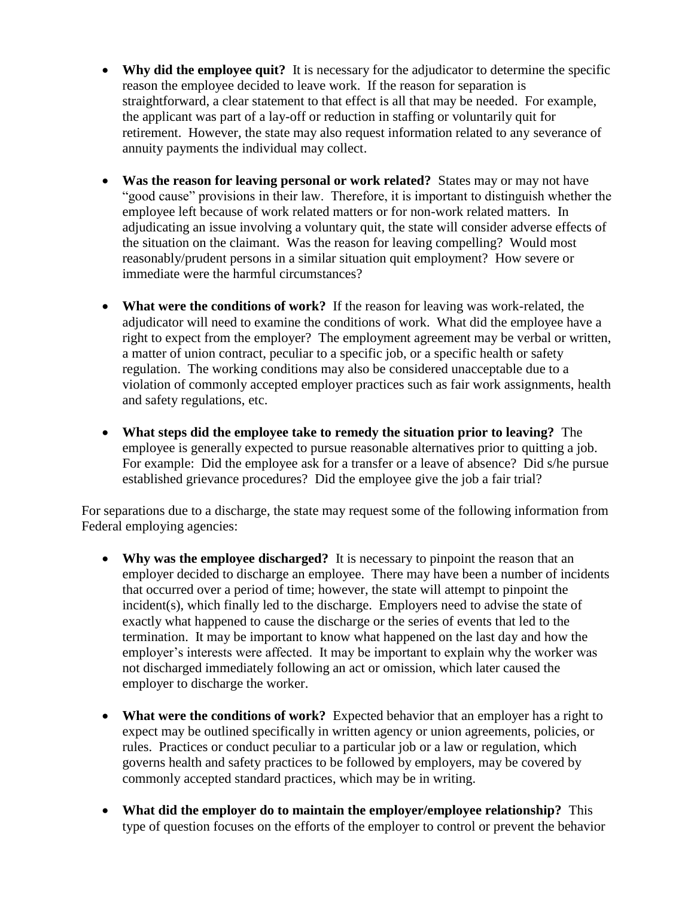- **Why did the employee quit?** It is necessary for the adjudicator to determine the specific reason the employee decided to leave work. If the reason for separation is straightforward, a clear statement to that effect is all that may be needed. For example, the applicant was part of a lay-off or reduction in staffing or voluntarily quit for retirement. However, the state may also request information related to any severance of annuity payments the individual may collect.

- **Was the reason for leaving personal or work related?** States may or may not have "good cause" provisions in their law. Therefore, it is important to distinguish whether the employee left because of work related matters or for non-work related matters. In adjudicating an issue involving a voluntary quit, the state will consider adverse effects of the situation on the claimant. Was the reason for leaving compelling? Would most reasonably/prudent persons in a similar situation quit employment? How severe or immediate were the harmful circumstances?

- **What were the conditions of work?** If the reason for leaving was work-related, the adjudicator will need to examine the conditions of work. What did the employee have a right to expect from the employer? The employment agreement may be verbal or written, a matter of union contract, peculiar to a specific job, or a specific health or safety regulation. The working conditions may also be considered unacceptable due to a violation of commonly accepted employer practices such as fair work assignments, health and safety regulations, etc.

- **What steps did the employee take to remedy the situation prior to leaving?** The employee is generally expected to pursue reasonable alternatives prior to quitting a job. For example: Did the employee ask for a transfer or a leave of absence? Did s/he pursue established grievance procedures? Did the employee give the job a fair trial?

For separations due to a discharge, the state may request some of the following information from Federal employing agencies:

- **Why was the employee discharged?** It is necessary to pinpoint the reason that an employer decided to discharge an employee. There may have been a number of incidents that occurred over a period of time; however, the state will attempt to pinpoint the incident(s), which finally led to the discharge. Employers need to advise the state of exactly what happened to cause the discharge or the series of events that led to the termination. It may be important to know what happened on the last day and how the employer's interests were affected. It may be important to explain why the worker was not discharged immediately following an act or omission, which later caused the employer to discharge the worker.

- **What were the conditions of work?** Expected behavior that an employer has a right to expect may be outlined specifically in written agency or union agreements, policies, or rules. Practices or conduct peculiar to a particular job or a law or regulation, which governs health and safety practices to be followed by employers, may be covered by commonly accepted standard practices, which may be in writing.

- **What did the employer do to maintain the employer/employee relationship?** This type of question focuses on the efforts of the employer to control or prevent the behavior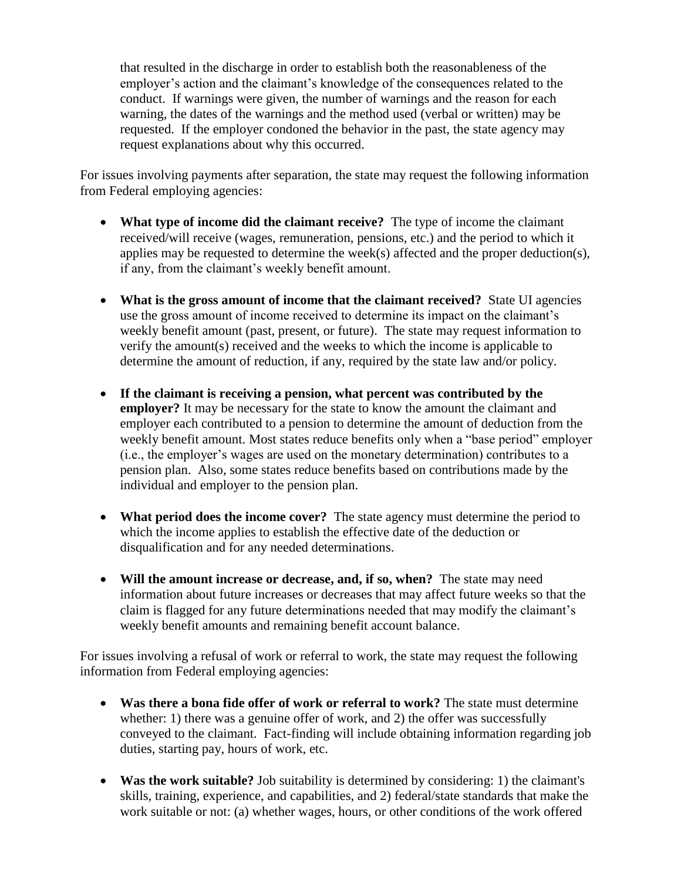that resulted in the discharge in order to establish both the reasonableness of the employer's action and the claimant's knowledge of the consequences related to the conduct. If warnings were given, the number of warnings and the reason for each warning, the dates of the warnings and the method used (verbal or written) may be requested. If the employer condoned the behavior in the past, the state agency may request explanations about why this occurred.

For issues involving payments after separation, the state may request the following information from Federal employing agencies:

- **What type of income did the claimant receive?** The type of income the claimant received/will receive (wages, remuneration, pensions, etc.) and the period to which it applies may be requested to determine the week(s) affected and the proper deduction(s), if any, from the claimant's weekly benefit amount.
- **What is the gross amount of income that the claimant received?** State UI agencies use the gross amount of income received to determine its impact on the claimant's weekly benefit amount (past, present, or future). The state may request information to verify the amount(s) received and the weeks to which the income is applicable to determine the amount of reduction, if any, required by the state law and/or policy.
- **If the claimant is receiving a pension, what percent was contributed by the employer?** It may be necessary for the state to know the amount the claimant and employer each contributed to a pension to determine the amount of deduction from the weekly benefit amount. Most states reduce benefits only when a "base period" employer (i.e., the employer's wages are used on the monetary determination) contributes to a pension plan. Also, some states reduce benefits based on contributions made by the individual and employer to the pension plan.
- **What period does the income cover?** The state agency must determine the period to which the income applies to establish the effective date of the deduction or disqualification and for any needed determinations.
- **Will the amount increase or decrease, and, if so, when?** The state may need information about future increases or decreases that may affect future weeks so that the claim is flagged for any future determinations needed that may modify the claimant's weekly benefit amounts and remaining benefit account balance.

For issues involving a refusal of work or referral to work, the state may request the following information from Federal employing agencies:

- **Was there a bona fide offer of work or referral to work?** The state must determine whether: 1) there was a genuine offer of work, and 2) the offer was successfully conveyed to the claimant. Fact-finding will include obtaining information regarding job duties, starting pay, hours of work, etc.
- **Was the work suitable?** Job suitability is determined by considering: 1) the claimant's skills, training, experience, and capabilities, and 2) federal/state standards that make the work suitable or not: (a) whether wages, hours, or other conditions of the work offered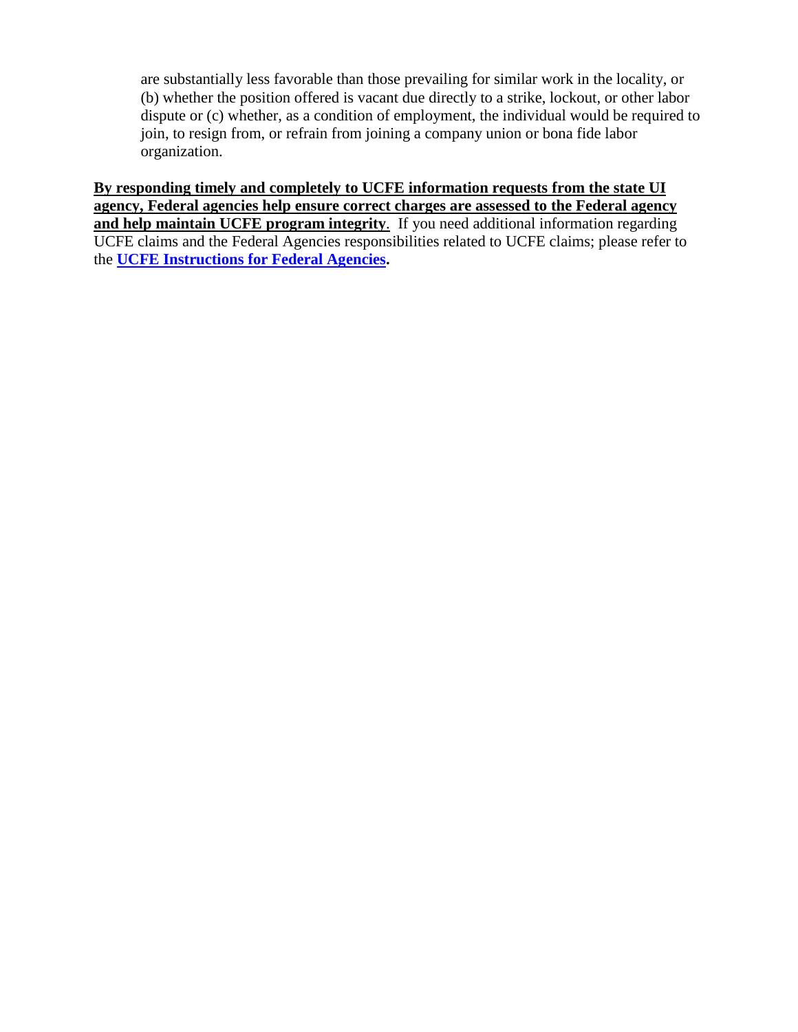are substantially less favorable than those prevailing for similar work in the locality, or (b) whether the position offered is vacant due directly to a strike, lockout, or other labor dispute or (c) whether, as a condition of employment, the individual would be required to join, to resign from, or refrain from joining a company union or bona fide labor organization.

**By responding timely and completely to UCFE information requests from the state UI agency, Federal agencies help ensure correct charges are assessed to the Federal agency and help maintain UCFE program integrity**. If you need additional information regarding UCFE claims and the Federal Agencies responsibilities related to UCFE claims; please refer to the **UCFE Instructions for Federal Agencies.**